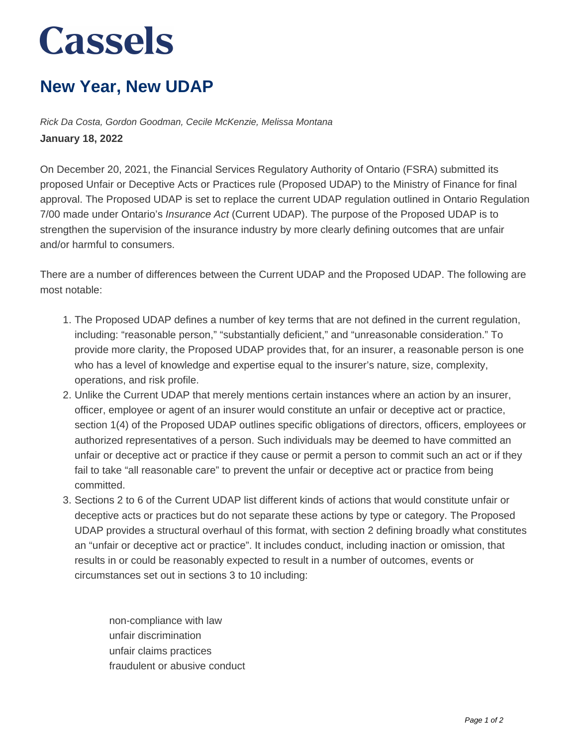# Cassels

## New Year, New UDAP

*Rick Da Costa, Gordon Goodman, Cecile McKenzie, Melissa Montana*

**January 18, 2022**

On December 20, 2021, the Financial Services Regulatory Authority of Ontario (FSRA) submitted its proposed Unfair or Deceptive Acts or Practices rule (Proposed UDAP) to the Ministry of Finance for final approval. The Proposed UDAP is set to replace the current UDAP regulation outlined in Ontario Regulation 7/00 made under Ontario's *Insurance Act* (Current UDAP). The purpose of the Proposed UDAP is to strengthen the supervision of the insurance industry by more clearly defining outcomes that are unfair and/or harmful to consumers.

There are a number of differences between the Current UDAP and the Proposed UDAP. The following are most notable:

1. The Proposed UDAP defines a number of key terms that are not defined in the current regulation, including: "reasonable person," "substantially deficient," and "unreasonable consideration." To provide more clarity, the Proposed UDAP provides that, for an insurer, a reasonable person is one who has a level of knowledge and expertise equal to the insurer's nature, size, complexity, operations, and risk profile.
2. Unlike the Current UDAP that merely mentions certain instances where an action by an insurer, officer, employee or agent of an insurer would constitute an unfair or deceptive act or practice, section 1(4) of the Proposed UDAP outlines specific obligations of directors, officers, employees or authorized representatives of a person. Such individuals may be deemed to have committed an unfair or deceptive act or practice if they cause or permit a person to commit such an act or if they fail to take "all reasonable care" to prevent the unfair or deceptive act or practice from being committed.
3. Sections 2 to 6 of the Current UDAP list different kinds of actions that would constitute unfair or deceptive acts or practices but do not separate these actions by type or category. The Proposed UDAP provides a structural overhaul of this format, with section 2 defining broadly what constitutes an "unfair or deceptive act or practice". It includes conduct, including inaction or omission, that results in or could be reasonably expected to result in a number of outcomes, events or circumstances set out in sections 3 to 10 including:

    - non-compliance with law
    - unfair discrimination
    - unfair claims practices
    - fraudulent or abusive conduct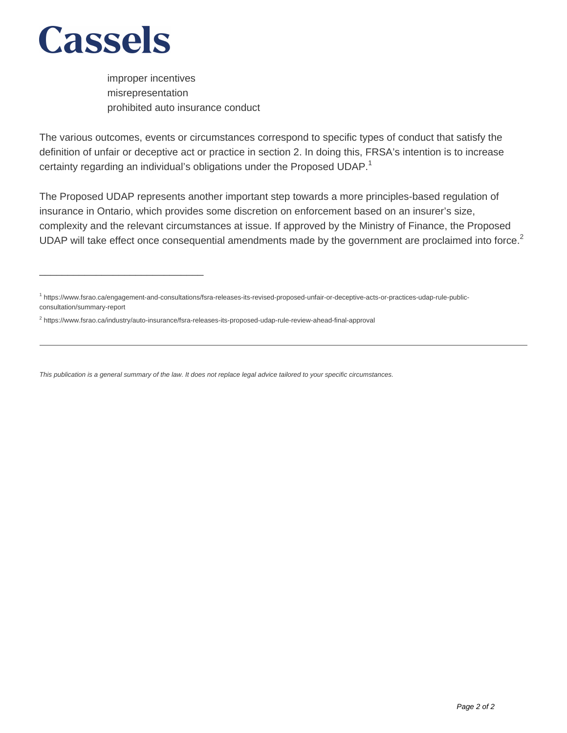improper incentives
misrepresentation
prohibited auto insurance conduct

The various outcomes, events or circumstances correspond to specific types of conduct that satisfy the definition of unfair or deceptive act or practice in section 2. In doing this, FRSA's intention is to increase certainty regarding an individual's obligations under the Proposed UDAP.[1]

The Proposed UDAP represents another important step towards a more principles-based regulation of insurance in Ontario, which provides some discretion on enforcement based on an insurer's size, complexity and the relevant circumstances at issue. If approved by the Ministry of Finance, the Proposed UDAP will take effect once consequential amendments made by the government are proclaimed into force.[2]

---

[1] https://www.fsrao.ca/engagement-and-consultations/fsra-releases-its-revised-proposed-unfair-or-deceptive-acts-or-practices-udap-rule-public-consultation/summary-report

[2] https://www.fsrao.ca/industry/auto-insurance/fsra-releases-its-proposed-udap-rule-review-ahead-final-approval

---

*This publication is a general summary of the law. It does not replace legal advice tailored to your specific circumstances.*